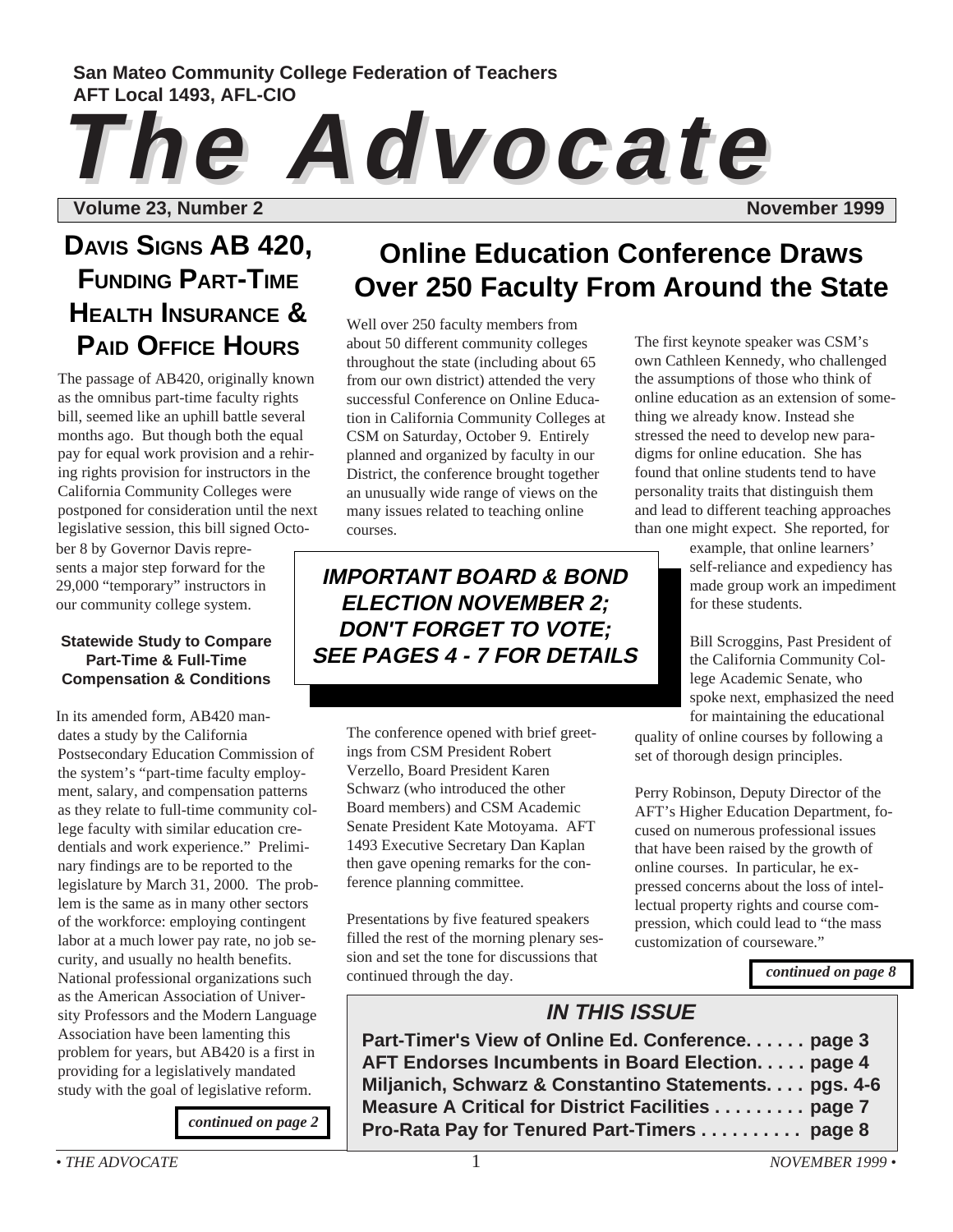San Mateo Community College Federation of Teachers
AFT Local 1493, AFL-CIO

# The Advocate

Volume 23, Number 2 — November 1999

## Davis Signs AB 420, Funding Part-Time Health Insurance & Paid Office Hours

The passage of AB420, originally known as the omnibus part-time faculty rights bill, seemed like an uphill battle several months ago. But though both the equal pay for equal work provision and a rehiring rights provision for instructors in the California Community Colleges were postponed for consideration until the next legislative session, this bill signed October 8 by Governor Davis represents a major step forward for the 29,000 "temporary" instructors in our community college system.

### Statewide Study to Compare Part-Time & Full-Time Compensation & Conditions

In its amended form, AB420 mandates a study by the California Postsecondary Education Commission of the system's "part-time faculty employment, salary, and compensation patterns as they relate to full-time community college faculty with similar education credentials and work experience." Preliminary findings are to be reported to the legislature by March 31, 2000. The problem is the same as in many other sectors of the workforce: employing contingent labor at a much lower pay rate, no job security, and usually no health benefits. National professional organizations such as the American Association of University Professors and the Modern Language Association have been lamenting this problem for years, but AB420 is a first in providing for a legislatively mandated study with the goal of legislative reform.

*continued on page 2*

## Online Education Conference Draws Over 250 Faculty From Around the State

Well over 250 faculty members from about 50 different community colleges throughout the state (including about 65 from our own district) attended the very successful Conference on Online Education in California Community Colleges at CSM on Saturday, October 9. Entirely planned and organized by faculty in our District, the conference brought together an unusually wide range of views on the many issues related to teaching online courses.

***IMPORTANT BOARD & BOND ELECTION NOVEMBER 2; DON'T FORGET TO VOTE; SEE PAGES 4 - 7 FOR DETAILS***

The conference opened with brief greetings from CSM President Robert Verzello, Board President Karen Schwarz (who introduced the other Board members) and CSM Academic Senate President Kate Motoyama. AFT 1493 Executive Secretary Dan Kaplan then gave opening remarks for the conference planning committee.

Presentations by five featured speakers filled the rest of the morning plenary session and set the tone for discussions that continued through the day.

The first keynote speaker was CSM's own Cathleen Kennedy, who challenged the assumptions of those who think of online education as an extension of something we already know. Instead she stressed the need to develop new paradigms for online education. She has found that online students tend to have personality traits that distinguish them and lead to different teaching approaches than one might expect. She reported, for example, that online learners' self-reliance and expediency has made group work an impediment for these students.

Bill Scroggins, Past President of the California Community College Academic Senate, who spoke next, emphasized the need for maintaining the educational quality of online courses by following a set of thorough design principles.

Perry Robinson, Deputy Director of the AFT's Higher Education Department, focused on numerous professional issues that have been raised by the growth of online courses. In particular, he expressed concerns about the loss of intellectual property rights and course compression, which could lead to "the mass customization of courseware."

*continued on page 8*

### IN THIS ISSUE

- Part-Timer's View of Online Ed. Conference. . . . . . page 3
- AFT Endorses Incumbents in Board Election. . . . . page 4
- Miljanich, Schwarz & Constantino Statements. . . . pgs. 4-6
- Measure A Critical for District Facilities . . . . . . . . . page 7
- Pro-Rata Pay for Tenured Part-Timers . . . . . . . . . . page 8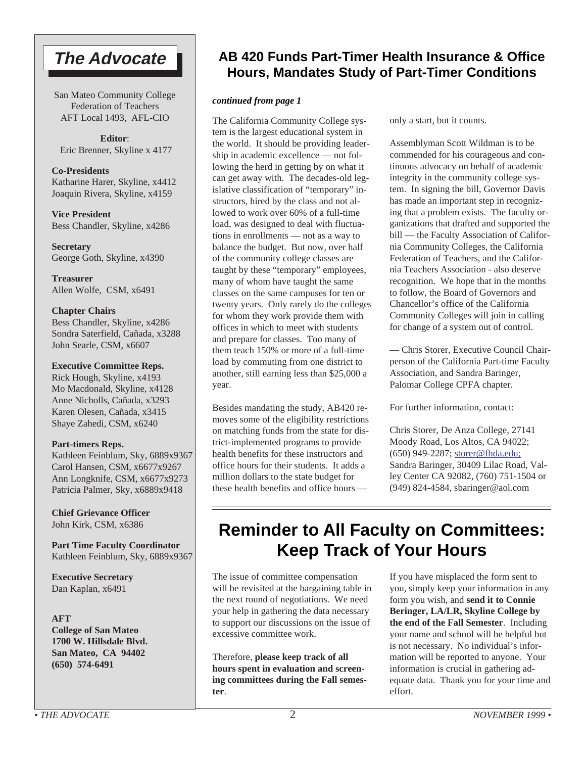## The Advocate

San Mateo Community College Federation of Teachers
AFT Local 1493, AFL-CIO

**Editor**:
Eric Brenner, Skyline x 4177

**Co-Presidents**
Katharine Harer, Skyline, x4412
Joaquin Rivera, Skyline, x4159

**Vice President**
Bess Chandler, Skyline, x4286

**Secretary**
George Goth, Skyline, x4390

**Treasurer**
Allen Wolfe, CSM, x6491

**Chapter Chairs**
Bess Chandler, Skyline, x4286
Sondra Saterfield, Cañada, x3288
John Searle, CSM, x6607

**Executive Committee Reps.**
Rick Hough, Skyline, x4193
Mo Macdonald, Skyline, x4128
Anne Nicholls, Cañada, x3293
Karen Olesen, Cañada, x3415
Shaye Zahedi, CSM, x6240

**Part-timers Reps.**
Kathleen Feinblum, Sky, 6889x9367
Carol Hansen, CSM, x6677x9267
Ann Longknife, CSM, x6677x9273
Patricia Palmer, Sky, x6889x9418

**Chief Grievance Officer**
John Kirk, CSM, x6386

**Part Time Faculty Coordinator**
Kathleen Feinblum, Sky, 6889x9367

**Executive Secretary**
Dan Kaplan, x6491

**AFT**
**College of San Mateo**
**1700 W. Hillsdale Blvd.**
**San Mateo, CA 94402**
**(650) 574-6491**

# AB 420 Funds Part-Timer Health Insurance & Office Hours, Mandates Study of Part-Timer Conditions

***continued from page 1***

The California Community College system is the largest educational system in the world. It should be providing leadership in academic excellence — not following the herd in getting by on what it can get away with. The decades-old legislative classification of "temporary" instructors, hired by the class and not allowed to work over 60% of a full-time load, was designed to deal with fluctuations in enrollments — not as a way to balance the budget. But now, over half of the community college classes are taught by these "temporary" employees, many of whom have taught the same classes on the same campuses for ten or twenty years. Only rarely do the colleges for whom they work provide them with offices in which to meet with students and prepare for classes. Too many of them teach 150% or more of a full-time load by commuting from one district to another, still earning less than $25,000 a year.

Besides mandating the study, AB420 removes some of the eligibility restrictions on matching funds from the state for district-implemented programs to provide health benefits for these instructors and office hours for their students. It adds a million dollars to the state budget for these health benefits and office hours — only a start, but it counts.

Assemblyman Scott Wildman is to be commended for his courageous and continuous advocacy on behalf of academic integrity in the community college system. In signing the bill, Governor Davis has made an important step in recognizing that a problem exists. The faculty organizations that drafted and supported the bill — the Faculty Association of California Community Colleges, the California Federation of Teachers, and the California Teachers Association - also deserve recognition. We hope that in the months to follow, the Board of Governors and Chancellor's office of the California Community Colleges will join in calling for change of a system out of control.

— Chris Storer, Executive Council Chairperson of the California Part-time Faculty Association, and Sandra Baringer, Palomar College CPFA chapter.

For further information, contact:

Chris Storer, De Anza College, 27141 Moody Road, Los Altos, CA 94022; (650) 949-2287; storer@fhda.edu;
Sandra Baringer, 30409 Lilac Road, Valley Center CA 92082, (760) 751-1504 or (949) 824-4584, sbaringer@aol.com

# Reminder to All Faculty on Committees: Keep Track of Your Hours

The issue of committee compensation will be revisited at the bargaining table in the next round of negotiations. We need your help in gathering the data necessary to support our discussions on the issue of excessive committee work.

Therefore, **please keep track of all hours spent in evaluation and screening committees during the Fall semester**.

If you have misplaced the form sent to you, simply keep your information in any form you wish, and **send it to Connie Beringer, LA/LR, Skyline College by the end of the Fall Semester**. Including your name and school will be helpful but is not necessary. No individual's information will be reported to anyone. Your information is crucial in gathering adequate data. Thank you for your time and effort.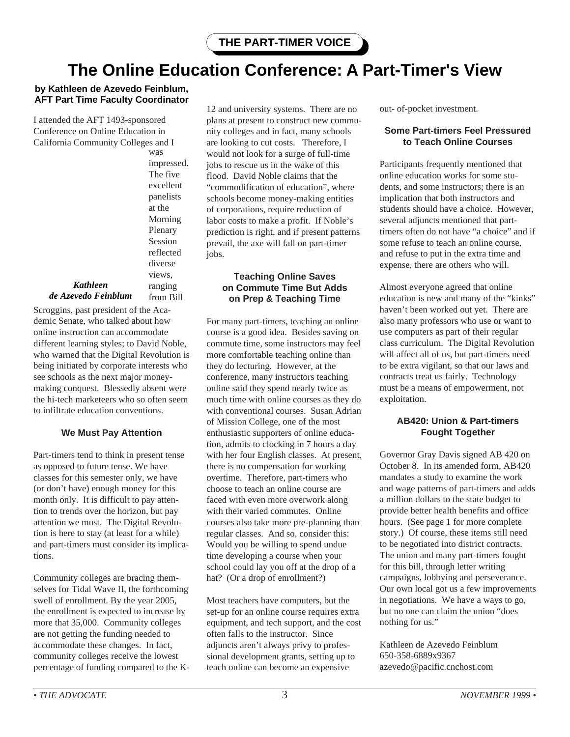THE PART-TIMER VOICE

# The Online Education Conference: A Part-Timer's View

**by Kathleen de Azevedo Feinblum, AFT Part Time Faculty Coordinator**

I attended the AFT 1493-sponsored Conference on Online Education in California Community Colleges and I was impressed. The five excellent panelists at the Morning Plenary Session reflected diverse views, ranging from Bill Scroggins, past president of the Academic Senate, who talked about how online instruction can accommodate different learning styles; to David Noble, who warned that the Digital Revolution is being initiated by corporate interests who see schools as the next major money-making conquest. Blessedly absent were the hi-tech marketeers who so often seem to infiltrate education conventions.

*Kathleen de Azevedo Feinblum*

### We Must Pay Attention

Part-timers tend to think in present tense as opposed to future tense. We have classes for this semester only, we have (or don't have) enough money for this month only. It is difficult to pay attention to trends over the horizon, but pay attention we must. The Digital Revolution is here to stay (at least for a while) and part-timers must consider its implications.

Community colleges are bracing themselves for Tidal Wave II, the forthcoming swell of enrollment. By the year 2005, the enrollment is expected to increase by more that 35,000. Community colleges are not getting the funding needed to accommodate these changes. In fact, community colleges receive the lowest percentage of funding compared to the K-12 and university systems. There are no plans at present to construct new community colleges and in fact, many schools are looking to cut costs. Therefore, I would not look for a surge of full-time jobs to rescue us in the wake of this flood. David Noble claims that the "commodification of education", where schools become money-making entities of corporations, require reduction of labor costs to make a profit. If Noble's prediction is right, and if present patterns prevail, the axe will fall on part-timer jobs.

### Teaching Online Saves on Commute Time But Adds on Prep & Teaching Time

For many part-timers, teaching an online course is a good idea. Besides saving on commute time, some instructors may feel more comfortable teaching online than they do lecturing. However, at the conference, many instructors teaching online said they spend nearly twice as much time with online courses as they do with conventional courses. Susan Adrian of Mission College, one of the most enthusiastic supporters of online education, admits to clocking in 7 hours a day with her four English classes. At present, there is no compensation for working overtime. Therefore, part-timers who choose to teach an online course are faced with even more overwork along with their varied commutes. Online courses also take more pre-planning than regular classes. And so, consider this: Would you be willing to spend undue time developing a course when your school could lay you off at the drop of a hat? (Or a drop of enrollment?)

Most teachers have computers, but the set-up for an online course requires extra equipment, and tech support, and the cost often falls to the instructor. Since adjuncts aren't always privy to professional development grants, setting up to teach online can become an expensive out- of-pocket investment.

### Some Part-timers Feel Pressured to Teach Online Courses

Participants frequently mentioned that online education works for some students, and some instructors; there is an implication that both instructors and students should have a choice. However, several adjuncts mentioned that part-timers often do not have "a choice" and if some refuse to teach an online course, and refuse to put in the extra time and expense, there are others who will.

Almost everyone agreed that online education is new and many of the "kinks" haven't been worked out yet. There are also many professors who use or want to use computers as part of their regular class curriculum. The Digital Revolution will affect all of us, but part-timers need to be extra vigilant, so that our laws and contracts treat us fairly. Technology must be a means of empowerment, not exploitation.

### AB420: Union & Part-timers Fought Together

Governor Gray Davis signed AB 420 on October 8. In its amended form, AB420 mandates a study to examine the work and wage patterns of part-timers and adds a million dollars to the state budget to provide better health benefits and office hours. (See page 1 for more complete story.) Of course, these items still need to be negotiated into district contracts. The union and many part-timers fought for this bill, through letter writing campaigns, lobbying and perseverance. Our own local got us a few improvements in negotiations. We have a ways to go, but no one can claim the union "does nothing for us."

Kathleen de Azevedo Feinblum
650-358-6889x9367
azevedo@pacific.cnchost.com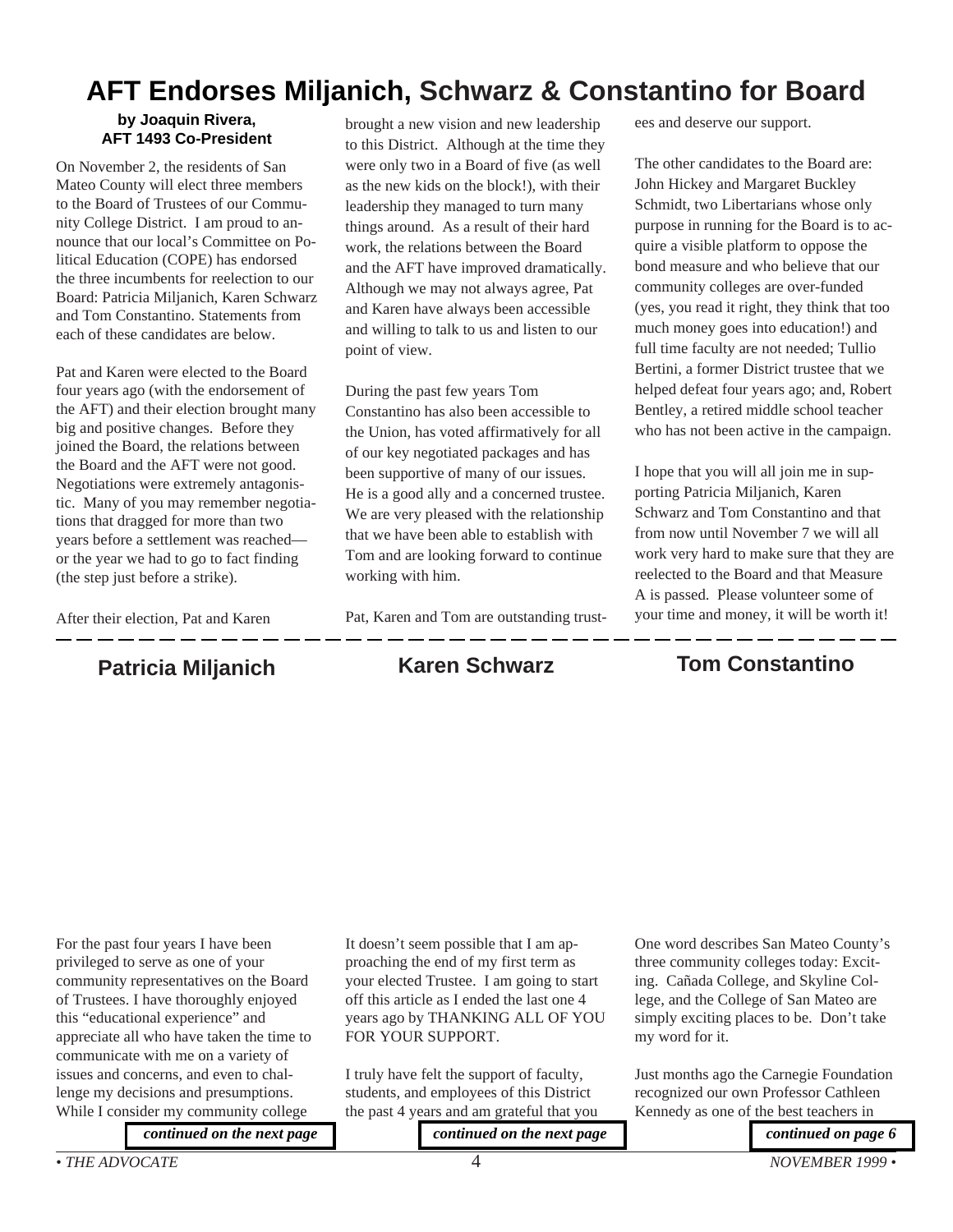# AFT Endorses Miljanich, Schwarz & Constantino for Board

**by Joaquin Rivera, AFT 1493 Co-President**

On November 2, the residents of San Mateo County will elect three members to the Board of Trustees of our Community College District. I am proud to announce that our local's Committee on Political Education (COPE) has endorsed the three incumbents for reelection to our Board: Patricia Miljanich, Karen Schwarz and Tom Constantino. Statements from each of these candidates are below.

Pat and Karen were elected to the Board four years ago (with the endorsement of the AFT) and their election brought many big and positive changes. Before they joined the Board, the relations between the Board and the AFT were not good. Negotiations were extremely antagonistic. Many of you may remember negotiations that dragged for more than two years before a settlement was reached—or the year we had to go to fact finding (the step just before a strike).

After their election, Pat and Karen brought a new vision and new leadership to this District. Although at the time they were only two in a Board of five (as well as the new kids on the block!), with their leadership they managed to turn many things around. As a result of their hard work, the relations between the Board and the AFT have improved dramatically. Although we may not always agree, Pat and Karen have always been accessible and willing to talk to us and listen to our point of view.

During the past few years Tom Constantino has also been accessible to the Union, has voted affirmatively for all of our key negotiated packages and has been supportive of many of our issues. He is a good ally and a concerned trustee. We are very pleased with the relationship that we have been able to establish with Tom and are looking forward to continue working with him.

Pat, Karen and Tom are outstanding trustees and deserve our support.

The other candidates to the Board are: John Hickey and Margaret Buckley Schmidt, two Libertarians whose only purpose in running for the Board is to acquire a visible platform to oppose the bond measure and who believe that our community colleges are over-funded (yes, you read it right, they think that too much money goes into education!) and full time faculty are not needed; Tullio Bertini, a former District trustee that we helped defeat four years ago; and, Robert Bentley, a retired middle school teacher who has not been active in the campaign.

I hope that you will all join me in supporting Patricia Miljanich, Karen Schwarz and Tom Constantino and that from now until November 7 we will all work very hard to make sure that they are reelected to the Board and that Measure A is passed. Please volunteer some of your time and money, it will be worth it!

---

## Patricia Miljanich

For the past four years I have been privileged to serve as one of your community representatives on the Board of Trustees. I have thoroughly enjoyed this "educational experience" and appreciate all who have taken the time to communicate with me on a variety of issues and concerns, and even to challenge my decisions and presumptions. While I consider my community college

*continued on the next page*

## Karen Schwarz

It doesn't seem possible that I am approaching the end of my first term as your elected Trustee. I am going to start off this article as I ended the last one 4 years ago by THANKING ALL OF YOU FOR YOUR SUPPORT.

I truly have felt the support of faculty, students, and employees of this District the past 4 years and am grateful that you

*continued on the next page*

## Tom Constantino

One word describes San Mateo County's three community colleges today: Exciting. Cañada College, and Skyline College, and the College of San Mateo are simply exciting places to be. Don't take my word for it.

Just months ago the Carnegie Foundation recognized our own Professor Cathleen Kennedy as one of the best teachers in

*continued on page 6*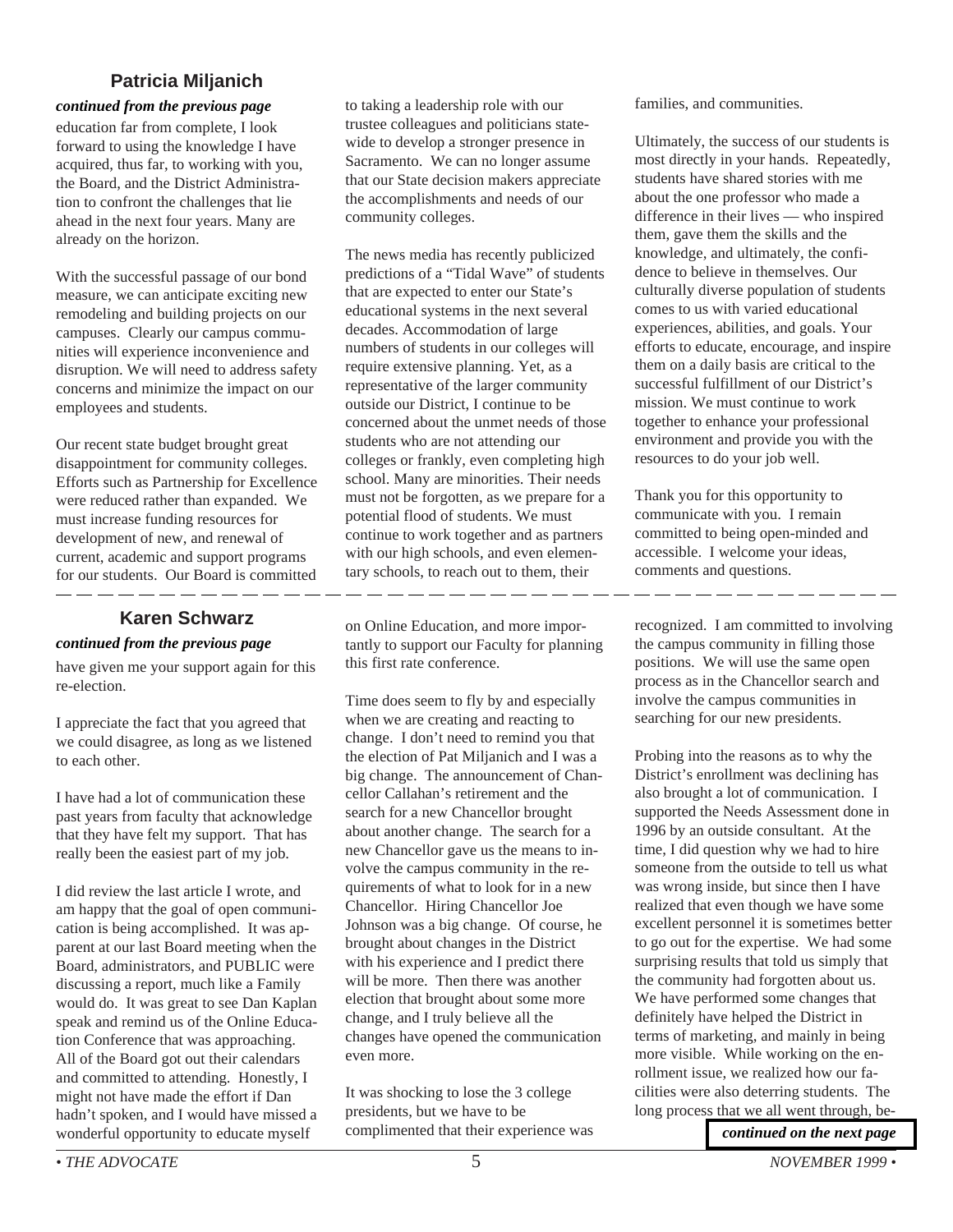## Patricia Miljanich

***continued from the previous page***

education far from complete, I look forward to using the knowledge I have acquired, thus far, to working with you, the Board, and the District Administration to confront the challenges that lie ahead in the next four years. Many are already on the horizon.

With the successful passage of our bond measure, we can anticipate exciting new remodeling and building projects on our campuses. Clearly our campus communities will experience inconvenience and disruption. We will need to address safety concerns and minimize the impact on our employees and students.

Our recent state budget brought great disappointment for community colleges. Efforts such as Partnership for Excellence were reduced rather than expanded. We must increase funding resources for development of new, and renewal of current, academic and support programs for our students. Our Board is committed to taking a leadership role with our trustee colleagues and politicians statewide to develop a stronger presence in Sacramento. We can no longer assume that our State decision makers appreciate the accomplishments and needs of our community colleges.

The news media has recently publicized predictions of a "Tidal Wave" of students that are expected to enter our State's educational systems in the next several decades. Accommodation of large numbers of students in our colleges will require extensive planning. Yet, as a representative of the larger community outside our District, I continue to be concerned about the unmet needs of those students who are not attending our colleges or frankly, even completing high school. Many are minorities. Their needs must not be forgotten, as we prepare for a potential flood of students. We must continue to work together and as partners with our high schools, and even elementary schools, to reach out to them, their families, and communities.

Ultimately, the success of our students is most directly in your hands. Repeatedly, students have shared stories with me about the one professor who made a difference in their lives — who inspired them, gave them the skills and the knowledge, and ultimately, the confidence to believe in themselves. Our culturally diverse population of students comes to us with varied educational experiences, abilities, and goals. Your efforts to educate, encourage, and inspire them on a daily basis are critical to the successful fulfillment of our District's mission. We must continue to work together to enhance your professional environment and provide you with the resources to do your job well.

Thank you for this opportunity to communicate with you. I remain committed to being open-minded and accessible. I welcome your ideas, comments and questions.

---

## Karen Schwarz

***continued from the previous page***

have given me your support again for this re-election.

I appreciate the fact that you agreed that we could disagree, as long as we listened to each other.

I have had a lot of communication these past years from faculty that acknowledge that they have felt my support. That has really been the easiest part of my job.

I did review the last article I wrote, and am happy that the goal of open communication is being accomplished. It was apparent at our last Board meeting when the Board, administrators, and PUBLIC were discussing a report, much like a Family would do. It was great to see Dan Kaplan speak and remind us of the Online Education Conference that was approaching. All of the Board got out their calendars and committed to attending. Honestly, I might not have made the effort if Dan hadn't spoken, and I would have missed a wonderful opportunity to educate myself on Online Education, and more importantly to support our Faculty for planning this first rate conference.

Time does seem to fly by and especially when we are creating and reacting to change. I don't need to remind you that the election of Pat Miljanich and I was a big change. The announcement of Chancellor Callahan's retirement and the search for a new Chancellor brought about another change. The search for a new Chancellor gave us the means to involve the campus community in the requirements of what to look for in a new Chancellor. Hiring Chancellor Joe Johnson was a big change. Of course, he brought about changes in the District with his experience and I predict there will be more. Then there was another election that brought about some more change, and I truly believe all the changes have opened the communication even more.

It was shocking to lose the 3 college presidents, but we have to be complimented that their experience was recognized. I am committed to involving the campus community in filling those positions. We will use the same open process as in the Chancellor search and involve the campus communities in searching for our new presidents.

Probing into the reasons as to why the District's enrollment was declining has also brought a lot of communication. I supported the Needs Assessment done in 1996 by an outside consultant. At the time, I did question why we had to hire someone from the outside to tell us what was wrong inside, but since then I have realized that even though we have some excellent personnel it is sometimes better to go out for the expertise. We had some surprising results that told us simply that the community had forgotten about us. We have performed some changes that definitely have helped the District in terms of marketing, and mainly in being more visible. While working on the enrollment issue, we realized how our facilities were also deterring students. The long process that we all went through, be-

***continued on the next page***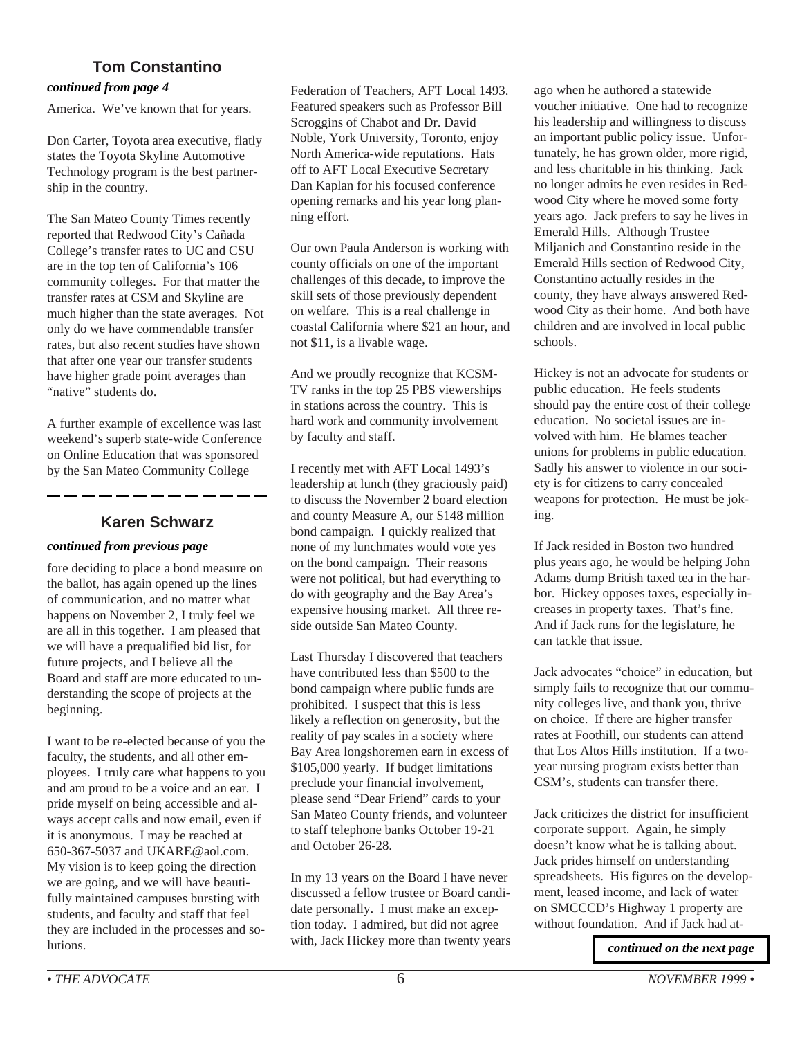## Tom Constantino

***continued from page 4***

America. We've known that for years.

Don Carter, Toyota area executive, flatly states the Toyota Skyline Automotive Technology program is the best partnership in the country.

The San Mateo County Times recently reported that Redwood City's Cañada College's transfer rates to UC and CSU are in the top ten of California's 106 community colleges. For that matter the transfer rates at CSM and Skyline are much higher than the state averages. Not only do we have commendable transfer rates, but also recent studies have shown that after one year our transfer students have higher grade point averages than "native" students do.

A further example of excellence was last weekend's superb state-wide Conference on Online Education that was sponsored by the San Mateo Community College Federation of Teachers, AFT Local 1493. Featured speakers such as Professor Bill Scroggins of Chabot and Dr. David Noble, York University, Toronto, enjoy North America-wide reputations. Hats off to AFT Local Executive Secretary Dan Kaplan for his focused conference opening remarks and his year long planning effort.

Our own Paula Anderson is working with county officials on one of the important challenges of this decade, to improve the skill sets of those previously dependent on welfare. This is a real challenge in coastal California where $21 an hour, and not $11, is a livable wage.

And we proudly recognize that KCSM-TV ranks in the top 25 PBS viewerships in stations across the country. This is hard work and community involvement by faculty and staff.

I recently met with AFT Local 1493's leadership at lunch (they graciously paid) to discuss the November 2 board election and county Measure A, our $148 million bond campaign. I quickly realized that none of my lunchmates would vote yes on the bond campaign. Their reasons were not political, but had everything to do with geography and the Bay Area's expensive housing market. All three reside outside San Mateo County.

Last Thursday I discovered that teachers have contributed less than $500 to the bond campaign where public funds are prohibited. I suspect that this is less likely a reflection on generosity, but the reality of pay scales in a society where Bay Area longshoremen earn in excess of $105,000 yearly. If budget limitations preclude your financial involvement, please send "Dear Friend" cards to your San Mateo County friends, and volunteer to staff telephone banks October 19-21 and October 26-28.

In my 13 years on the Board I have never discussed a fellow trustee or Board candidate personally. I must make an exception today. I admired, but did not agree with, Jack Hickey more than twenty years ago when he authored a statewide voucher initiative. One had to recognize his leadership and willingness to discuss an important public policy issue. Unfortunately, he has grown older, more rigid, and less charitable in his thinking. Jack no longer admits he even resides in Redwood City where he moved some forty years ago. Jack prefers to say he lives in Emerald Hills. Although Trustee Miljanich and Constantino reside in the Emerald Hills section of Redwood City, Constantino actually resides in the county, they have always answered Redwood City as their home. And both have children and are involved in local public schools.

Hickey is not an advocate for students or public education. He feels students should pay the entire cost of their college education. No societal issues are involved with him. He blames teacher unions for problems in public education. Sadly his answer to violence in our society is for citizens to carry concealed weapons for protection. He must be joking.

If Jack resided in Boston two hundred plus years ago, he would be helping John Adams dump British taxed tea in the harbor. Hickey opposes taxes, especially increases in property taxes. That's fine. And if Jack runs for the legislature, he can tackle that issue.

Jack advocates "choice" in education, but simply fails to recognize that our community colleges live, and thank you, thrive on choice. If there are higher transfer rates at Foothill, our students can attend that Los Altos Hills institution. If a two-year nursing program exists better than CSM's, students can transfer there.

Jack criticizes the district for insufficient corporate support. Again, he simply doesn't know what he is talking about. Jack prides himself on understanding spreadsheets. His figures on the development, leased income, and lack of water on SMCCCD's Highway 1 property are without foundation. And if Jack had at-

***continued on the next page***

---

## Karen Schwarz

***continued from previous page***

fore deciding to place a bond measure on the ballot, has again opened up the lines of communication, and no matter what happens on November 2, I truly feel we are all in this together. I am pleased that we will have a prequalified bid list, for future projects, and I believe all the Board and staff are more educated to understanding the scope of projects at the beginning.

I want to be re-elected because of you the faculty, the students, and all other employees. I truly care what happens to you and am proud to be a voice and an ear. I pride myself on being accessible and always accept calls and now email, even if it is anonymous. I may be reached at 650-367-5037 and UKARE@aol.com. My vision is to keep going the direction we are going, and we will have beautifully maintained campuses bursting with students, and faculty and staff that feel they are included in the processes and solutions.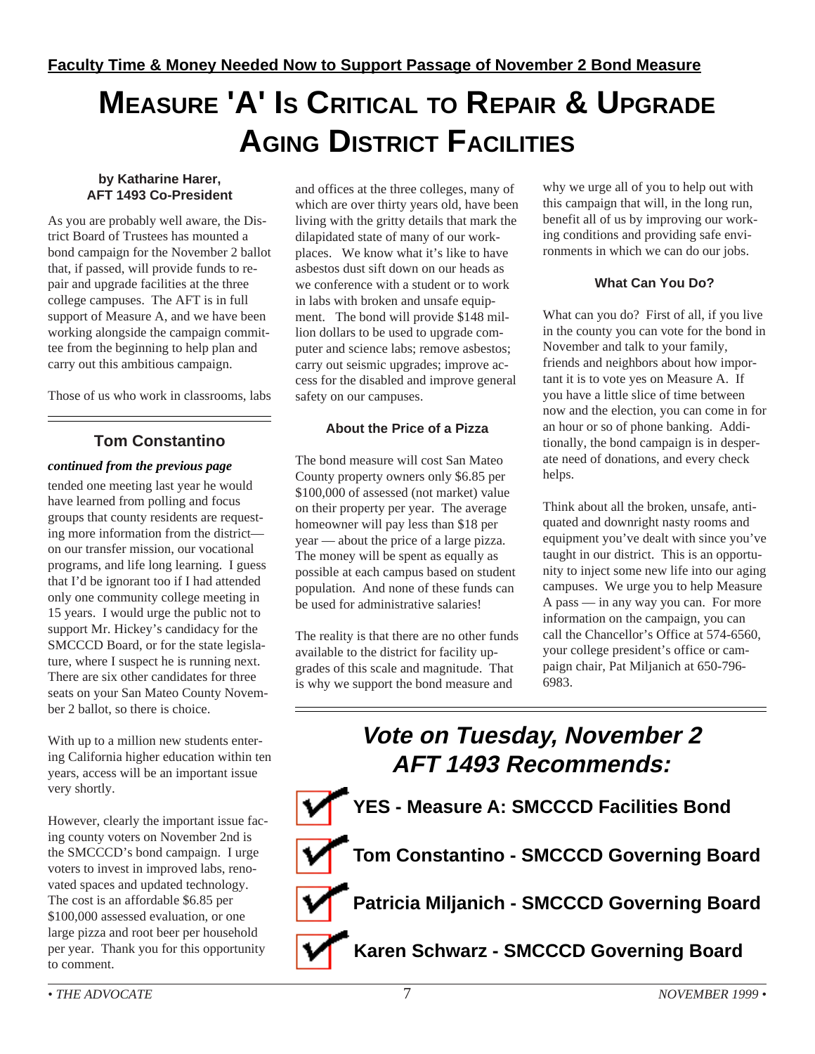**Faculty Time & Money Needed Now to Support Passage of November 2 Bond Measure**

# MEASURE 'A' IS CRITICAL TO REPAIR & UPGRADE AGING DISTRICT FACILITIES

**by Katharine Harer, AFT 1493 Co-President**

As you are probably well aware, the District Board of Trustees has mounted a bond campaign for the November 2 ballot that, if passed, will provide funds to repair and upgrade facilities at the three college campuses. The AFT is in full support of Measure A, and we have been working alongside the campaign committee from the beginning to help plan and carry out this ambitious campaign.

Those of us who work in classrooms, labs and offices at the three colleges, many of which are over thirty years old, have been living with the gritty details that mark the dilapidated state of many of our workplaces. We know what it's like to have asbestos dust sift down on our heads as we conference with a student or to work in labs with broken and unsafe equipment. The bond will provide $148 million dollars to be used to upgrade computer and science labs; remove asbestos; carry out seismic upgrades; improve access for the disabled and improve general safety on our campuses.

### About the Price of a Pizza

The bond measure will cost San Mateo County property owners only $6.85 per $100,000 of assessed (not market) value on their property per year. The average homeowner will pay less than $18 per year — about the price of a large pizza. The money will be spent as equally as possible at each campus based on student population. And none of these funds can be used for administrative salaries!

The reality is that there are no other funds available to the district for facility upgrades of this scale and magnitude. That is why we support the bond measure and why we urge all of you to help out with this campaign that will, in the long run, benefit all of us by improving our working conditions and providing safe environments in which we can do our jobs.

### What Can You Do?

What can you do? First of all, if you live in the county you can vote for the bond in November and talk to your family, friends and neighbors about how important it is to vote yes on Measure A. If you have a little slice of time between now and the election, you can come in for an hour or so of phone banking. Additionally, the bond campaign is in desperate need of donations, and every check helps.

Think about all the broken, unsafe, antiquated and downright nasty rooms and equipment you've dealt with since you've taught in our district. This is an opportunity to inject some new life into our aging campuses. We urge you to help Measure A pass — in any way you can. For more information on the campaign, you can call the Chancellor's Office at 574-6560, your college president's office or campaign chair, Pat Miljanich at 650-796-6983.

---

## Tom Constantino

***continued from the previous page***

tended one meeting last year he would have learned from polling and focus groups that county residents are requesting more information from the district— on our transfer mission, our vocational programs, and life long learning. I guess that I'd be ignorant too if I had attended only one community college meeting in 15 years. I would urge the public not to support Mr. Hickey's candidacy for the SMCCCD Board, or for the state legislature, where I suspect he is running next. There are six other candidates for three seats on your San Mateo County November 2 ballot, so there is choice.

With up to a million new students entering California higher education within ten years, access will be an important issue very shortly.

However, clearly the important issue facing county voters on November 2nd is the SMCCCD's bond campaign. I urge voters to invest in improved labs, renovated spaces and updated technology. The cost is an affordable $6.85 per $100,000 assessed evaluation, or one large pizza and root beer per household per year. Thank you for this opportunity to comment.

---

## *Vote on Tuesday, November 2*
## *AFT 1493 Recommends:*

- ✔ **YES - Measure A: SMCCCD Facilities Bond**
- ✔ **Tom Constantino - SMCCCD Governing Board**
- ✔ **Patricia Miljanich - SMCCCD Governing Board**
- ✔ **Karen Schwarz - SMCCCD Governing Board**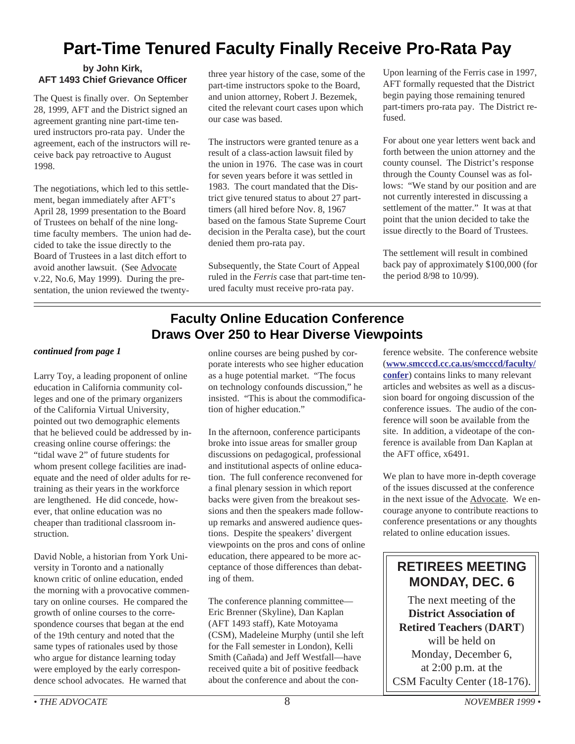# Part-Time Tenured Faculty Finally Receive Pro-Rata Pay

**by John Kirk,**
**AFT 1493 Chief Grievance Officer**

The Quest is finally over. On September 28, 1999, AFT and the District signed an agreement granting nine part-time tenured instructors pro-rata pay. Under the agreement, each of the instructors will receive back pay retroactive to August 1998.

The negotiations, which led to this settlement, began immediately after AFT's April 28, 1999 presentation to the Board of Trustees on behalf of the nine longtime faculty members. The union had decided to take the issue directly to the Board of Trustees in a last ditch effort to avoid another lawsuit. (See Advocate v.22, No.6, May 1999). During the presentation, the union reviewed the twenty-three year history of the case, some of the part-time instructors spoke to the Board, and union attorney, Robert J. Bezemek, cited the relevant court cases upon which our case was based.

The instructors were granted tenure as a result of a class-action lawsuit filed by the union in 1976. The case was in court for seven years before it was settled in 1983. The court mandated that the District give tenured status to about 27 part-timers (all hired before Nov. 8, 1967 based on the famous State Supreme Court decision in the Peralta case), but the court denied them pro-rata pay.

Subsequently, the State Court of Appeal ruled in the *Ferris* case that part-time tenured faculty must receive pro-rata pay.

Upon learning of the Ferris case in 1997, AFT formally requested that the District begin paying those remaining tenured part-timers pro-rata pay. The District refused.

For about one year letters went back and forth between the union attorney and the county counsel. The District's response through the County Counsel was as follows: "We stand by our position and are not currently interested in discussing a settlement of the matter." It was at that point that the union decided to take the issue directly to the Board of Trustees.

The settlement will result in combined back pay of approximately $100,000 (for the period 8/98 to 10/99).

# Faculty Online Education Conference Draws Over 250 to Hear Diverse Viewpoints

***continued from page 1***

Larry Toy, a leading proponent of online education in California community colleges and one of the primary organizers of the California Virtual University, pointed out two demographic elements that he believed could be addressed by increasing online course offerings: the "tidal wave 2" of future students for whom present college facilities are inadequate and the need of older adults for retraining as their years in the workforce are lengthened. He did concede, however, that online education was no cheaper than traditional classroom instruction.

David Noble, a historian from York University in Toronto and a nationally known critic of online education, ended the morning with a provocative commentary on online courses. He compared the growth of online courses to the correspondence courses that began at the end of the 19th century and noted that the same types of rationales used by those who argue for distance learning today were employed by the early correspondence school advocates. He warned that online courses are being pushed by corporate interests who see higher education as a huge potential market. "The focus on technology confounds discussion," he insisted. "This is about the commodification of higher education."

In the afternoon, conference participants broke into issue areas for smaller group discussions on pedagogical, professional and institutional aspects of online education. The full conference reconvened for a final plenary session in which report backs were given from the breakout sessions and then the speakers made follow-up remarks and answered audience questions. Despite the speakers' divergent viewpoints on the pros and cons of online education, there appeared to be more acceptance of those differences than debating of them.

The conference planning committee—Eric Brenner (Skyline), Dan Kaplan (AFT 1493 staff), Kate Motoyama (CSM), Madeleine Murphy (until she left for the Fall semester in London), Kelli Smith (Cañada) and Jeff Westfall—have received quite a bit of positive feedback about the conference and about the conference website. The conference website (**www.smcccd.cc.ca.us/smcccd/faculty/confer**) contains links to many relevant articles and websites as well as a discussion board for ongoing discussion of the conference issues. The audio of the conference will soon be available from the site. In addition, a videotape of the conference is available from Dan Kaplan at the AFT office, x6491.

We plan to have more in-depth coverage of the issues discussed at the conference in the next issue of the Advocate. We encourage anyone to contribute reactions to conference presentations or any thoughts related to online education issues.

## RETIREES MEETING MONDAY, DEC. 6

The next meeting of the **District Association of Retired Teachers** (**DART**) will be held on Monday, December 6, at 2:00 p.m. at the CSM Faculty Center (18-176).